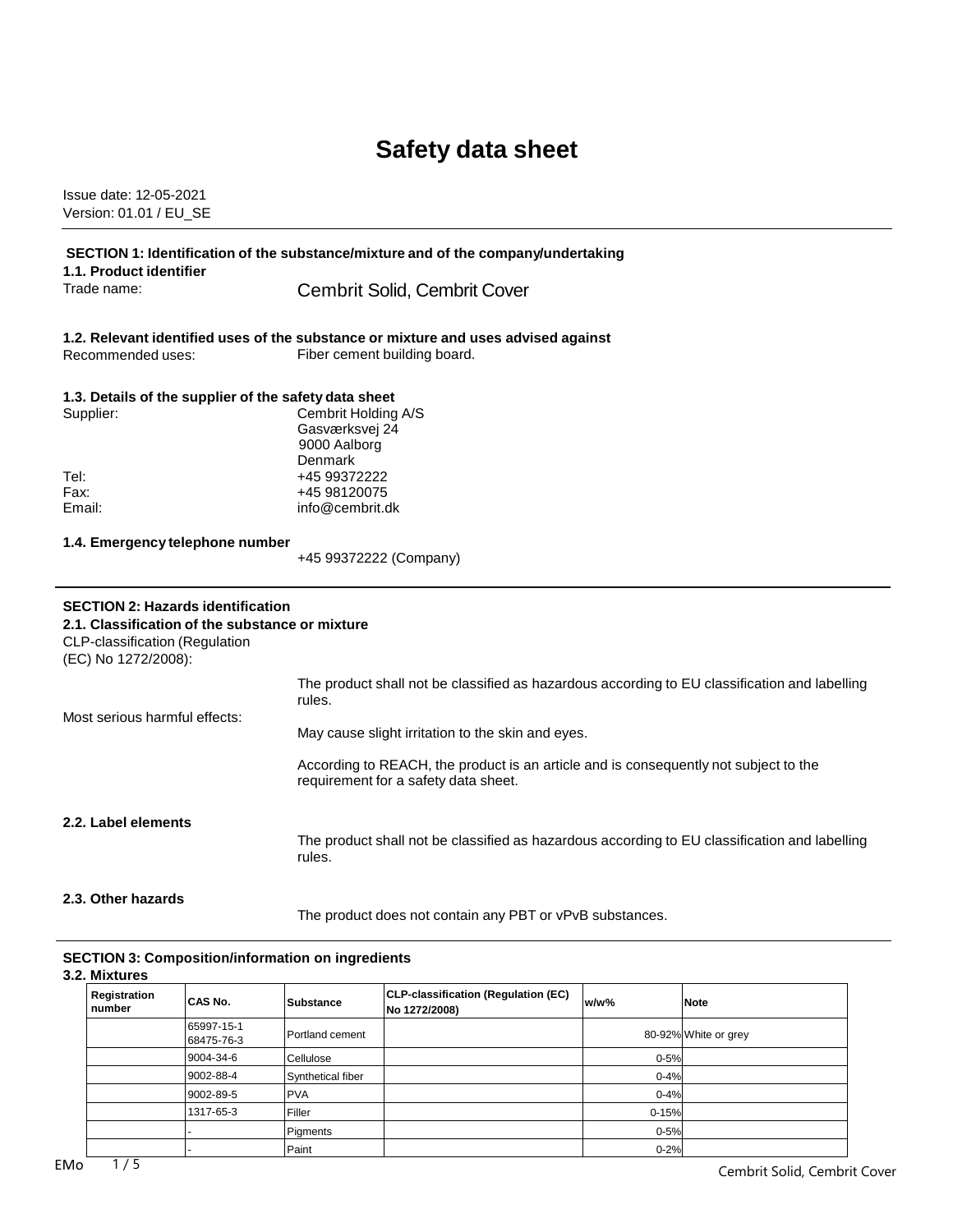# Safety data sheet

Issue date: 12-05-2021
Version: 01.01 / EU_SE

## SECTION 1: Identification of the substance/mixture and of the company/undertaking

### 1.1. Product identifier

Trade name: Cembrit Solid, Cembrit Cover

### 1.2. Relevant identified uses of the substance or mixture and uses advised against

Recommended uses: Fiber cement building board.

### 1.3. Details of the supplier of the safety data sheet

Supplier: Cembrit Holding A/S
Gasværksvej 24
9000 Aalborg
Denmark

Tel: +45 99372222
Fax: +45 98120075
Email: info@cembrit.dk

### 1.4. Emergency telephone number

+45 99372222 (Company)

## SECTION 2: Hazards identification

### 2.1. Classification of the substance or mixture

CLP-classification (Regulation (EC) No 1272/2008):

The product shall not be classified as hazardous according to EU classification and labelling rules.

Most serious harmful effects:

May cause slight irritation to the skin and eyes.

According to REACH, the product is an article and is consequently not subject to the requirement for a safety data sheet.

### 2.2. Label elements

The product shall not be classified as hazardous according to EU classification and labelling rules.

### 2.3. Other hazards

The product does not contain any PBT or vPvB substances.

## SECTION 3: Composition/information on ingredients

### 3.2. Mixtures

| Registration number | CAS No. | Substance | CLP-classification (Regulation (EC) No 1272/2008) | w/w% | Note |
|---|---|---|---|---|---|
| | 65997-15-1<br>68475-76-3 | Portland cement | | 80-92% | White or grey |
| | 9004-34-6 | Cellulose | | 0-5% | |
| | 9002-88-4 | Synthetical fiber | | 0-4% | |
| | 9002-89-5 | PVA | | 0-4% | |
| | 1317-65-3 | Filler | | 0-15% | |
| | - | Pigments | | 0-5% | |
| | - | Paint | | 0-2% | |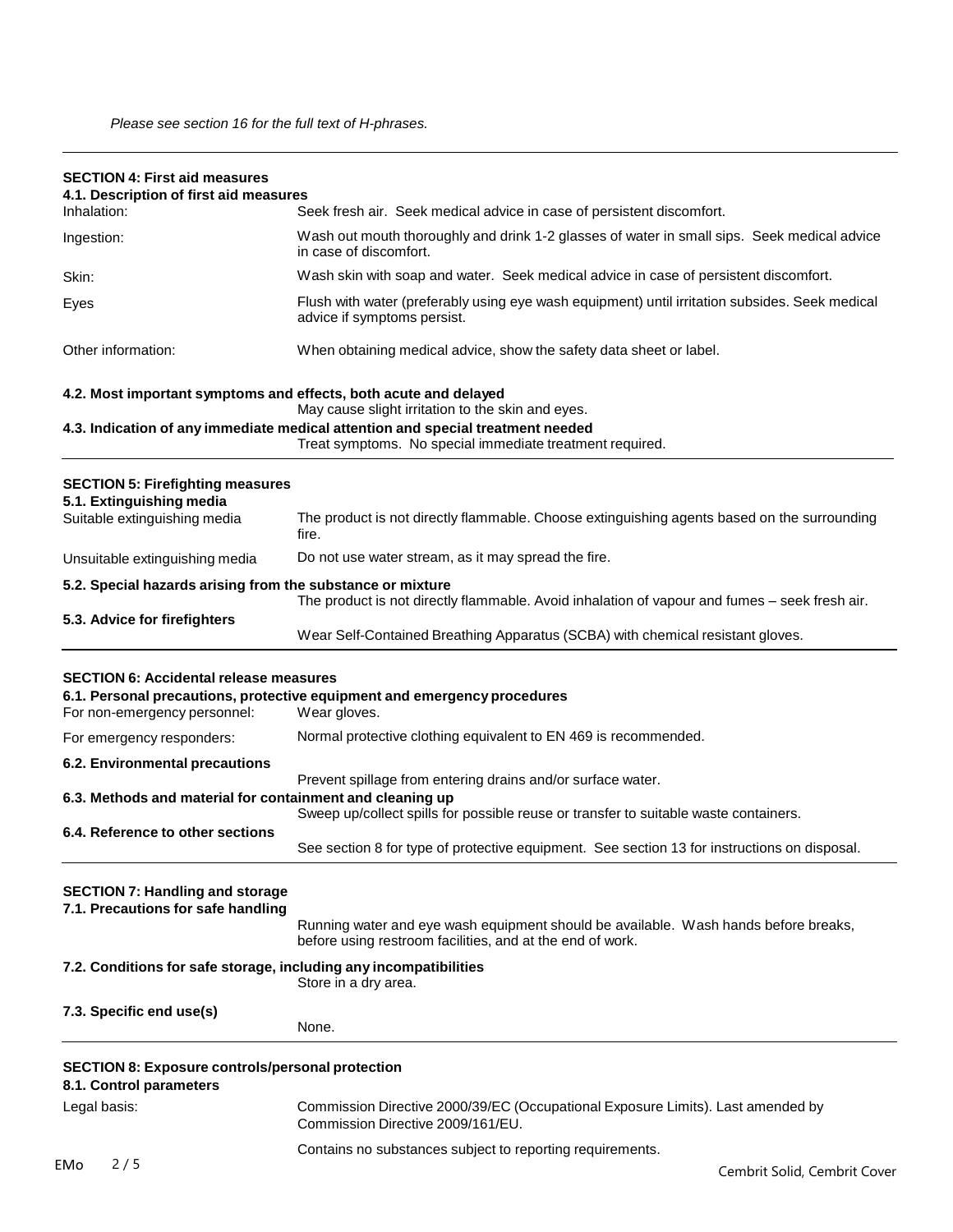*Please see section 16 for the full text of H-phrases.*

---

## SECTION 4: First aid measures

### 4.1. Description of first aid measures

| | |
|---|---|
| Inhalation: | Seek fresh air. Seek medical advice in case of persistent discomfort. |
| Ingestion: | Wash out mouth thoroughly and drink 1-2 glasses of water in small sips. Seek medical advice in case of discomfort. |
| Skin: | Wash skin with soap and water. Seek medical advice in case of persistent discomfort. |
| Eyes | Flush with water (preferably using eye wash equipment) until irritation subsides. Seek medical advice if symptoms persist. |
| Other information: | When obtaining medical advice, show the safety data sheet or label. |

### 4.2. Most important symptoms and effects, both acute and delayed

May cause slight irritation to the skin and eyes.

### 4.3. Indication of any immediate medical attention and special treatment needed

Treat symptoms. No special immediate treatment required.

---

## SECTION 5: Firefighting measures

### 5.1. Extinguishing media

| | |
|---|---|
| Suitable extinguishing media | The product is not directly flammable. Choose extinguishing agents based on the surrounding fire. |
| Unsuitable extinguishing media | Do not use water stream, as it may spread the fire. |

### 5.2. Special hazards arising from the substance or mixture

The product is not directly flammable. Avoid inhalation of vapour and fumes – seek fresh air.

### 5.3. Advice for firefighters

Wear Self-Contained Breathing Apparatus (SCBA) with chemical resistant gloves.

---

## SECTION 6: Accidental release measures

### 6.1. Personal precautions, protective equipment and emergency procedures

| | |
|---|---|
| For non-emergency personnel: | Wear gloves. |
| For emergency responders: | Normal protective clothing equivalent to EN 469 is recommended. |

### 6.2. Environmental precautions

Prevent spillage from entering drains and/or surface water.

### 6.3. Methods and material for containment and cleaning up

Sweep up/collect spills for possible reuse or transfer to suitable waste containers.

### 6.4. Reference to other sections

See section 8 for type of protective equipment. See section 13 for instructions on disposal.

---

## SECTION 7: Handling and storage

### 7.1. Precautions for safe handling

Running water and eye wash equipment should be available. Wash hands before breaks, before using restroom facilities, and at the end of work.

### 7.2. Conditions for safe storage, including any incompatibilities

Store in a dry area.

### 7.3. Specific end use(s)

None.

---

## SECTION 8: Exposure controls/personal protection

### 8.1. Control parameters

| | |
|---|---|
| Legal basis: | Commission Directive 2000/39/EC (Occupational Exposure Limits). Last amended by Commission Directive 2009/161/EU. |
| | Contains no substances subject to reporting requirements. |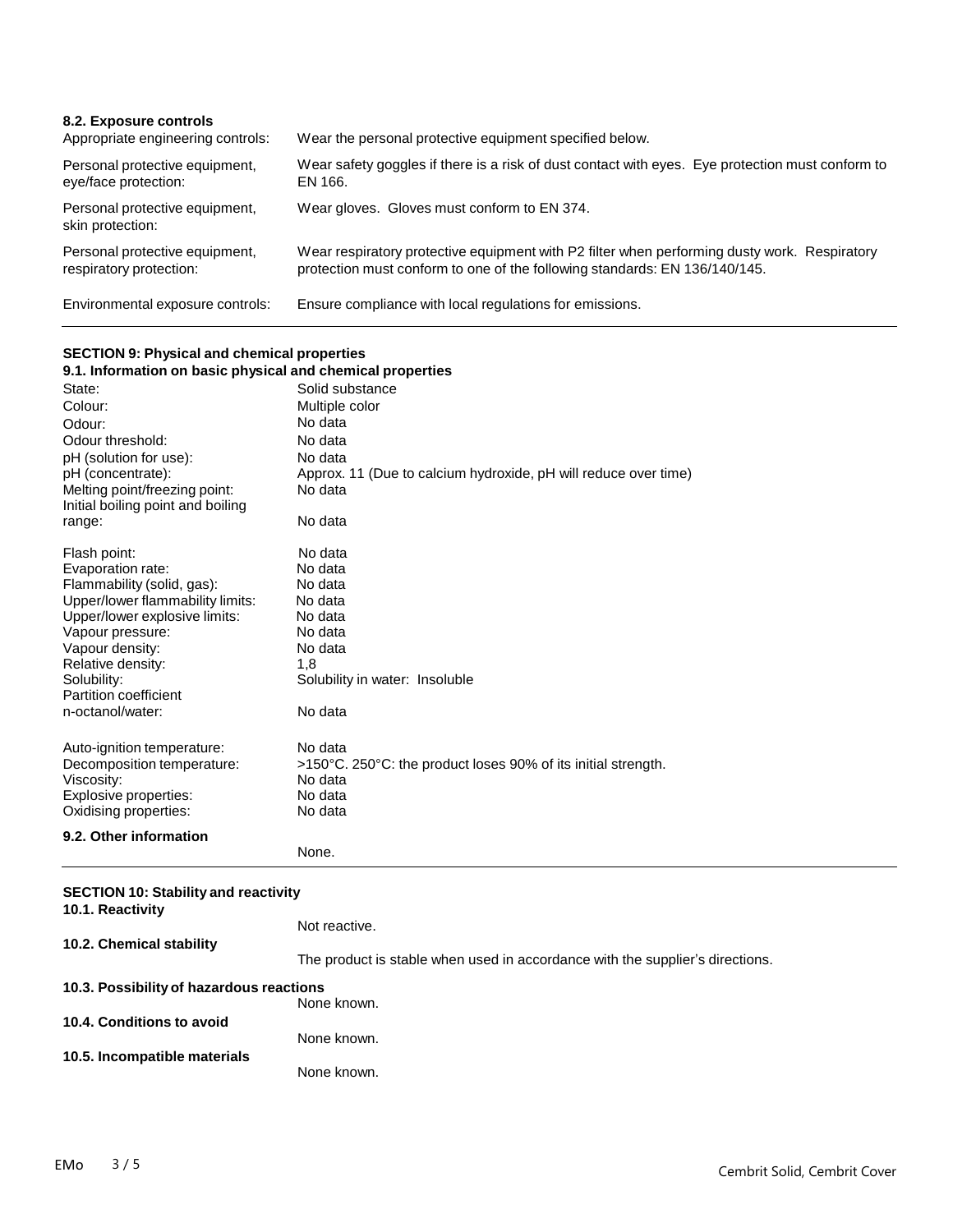#### 8.2. Exposure controls

| | |
|---|---|
| Appropriate engineering controls: | Wear the personal protective equipment specified below. |
| Personal protective equipment, eye/face protection: | Wear safety goggles if there is a risk of dust contact with eyes. Eye protection must conform to EN 166. |
| Personal protective equipment, skin protection: | Wear gloves. Gloves must conform to EN 374. |
| Personal protective equipment, respiratory protection: | Wear respiratory protective equipment with P2 filter when performing dusty work. Respiratory protection must conform to one of the following standards: EN 136/140/145. |
| Environmental exposure controls: | Ensure compliance with local regulations for emissions. |

### SECTION 9: Physical and chemical properties

#### 9.1. Information on basic physical and chemical properties

| | |
|---|---|
| State: | Solid substance |
| Colour: | Multiple color |
| Odour: | No data |
| Odour threshold: | No data |
| pH (solution for use): | No data |
| pH (concentrate): | Approx. 11 (Due to calcium hydroxide, pH will reduce over time) |
| Melting point/freezing point: | No data |
| Initial boiling point and boiling range: | No data |
| Flash point: | No data |
| Evaporation rate: | No data |
| Flammability (solid, gas): | No data |
| Upper/lower flammability limits: | No data |
| Upper/lower explosive limits: | No data |
| Vapour pressure: | No data |
| Vapour density: | No data |
| Relative density: | 1,8 |
| Solubility: | Solubility in water: Insoluble |
| Partition coefficient n-octanol/water: | No data |
| Auto-ignition temperature: | No data |
| Decomposition temperature: | >150°C. 250°C: the product loses 90% of its initial strength. |
| Viscosity: | No data |
| Explosive properties: | No data |
| Oxidising properties: | No data |

#### 9.2. Other information

None.

### SECTION 10: Stability and reactivity

#### 10.1. Reactivity

Not reactive.

#### 10.2. Chemical stability

The product is stable when used in accordance with the supplier's directions.

#### 10.3. Possibility of hazardous reactions

None known.

#### 10.4. Conditions to avoid

None known.

#### 10.5. Incompatible materials

None known.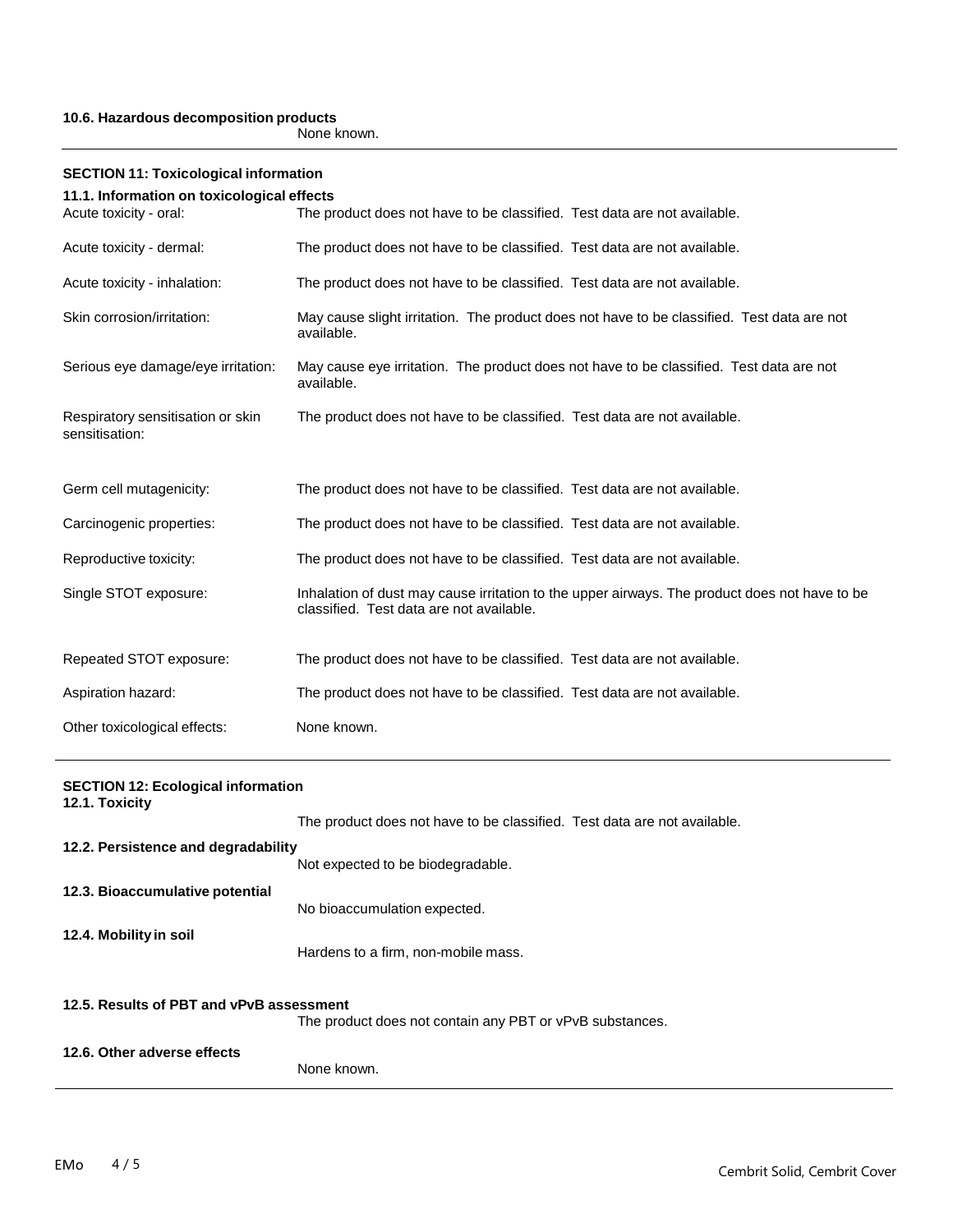**10.6. Hazardous decomposition products**

None known.

---

## SECTION 11: Toxicological information

### 11.1. Information on toxicological effects

| | |
|---|---|
| Acute toxicity - oral: | The product does not have to be classified. Test data are not available. |
| Acute toxicity - dermal: | The product does not have to be classified. Test data are not available. |
| Acute toxicity - inhalation: | The product does not have to be classified. Test data are not available. |
| Skin corrosion/irritation: | May cause slight irritation. The product does not have to be classified. Test data are not available. |
| Serious eye damage/eye irritation: | May cause eye irritation. The product does not have to be classified. Test data are not available. |
| Respiratory sensitisation or skin sensitisation: | The product does not have to be classified. Test data are not available. |
| Germ cell mutagenicity: | The product does not have to be classified. Test data are not available. |
| Carcinogenic properties: | The product does not have to be classified. Test data are not available. |
| Reproductive toxicity: | The product does not have to be classified. Test data are not available. |
| Single STOT exposure: | Inhalation of dust may cause irritation to the upper airways. The product does not have to be classified. Test data are not available. |
| Repeated STOT exposure: | The product does not have to be classified. Test data are not available. |
| Aspiration hazard: | The product does not have to be classified. Test data are not available. |
| Other toxicological effects: | None known. |

---

## SECTION 12: Ecological information

### 12.1. Toxicity

The product does not have to be classified. Test data are not available.

### 12.2. Persistence and degradability

Not expected to be biodegradable.

### 12.3. Bioaccumulative potential

No bioaccumulation expected.

### 12.4. Mobility in soil

Hardens to a firm, non-mobile mass.

### 12.5. Results of PBT and vPvB assessment

The product does not contain any PBT or vPvB substances.

### 12.6. Other adverse effects

None known.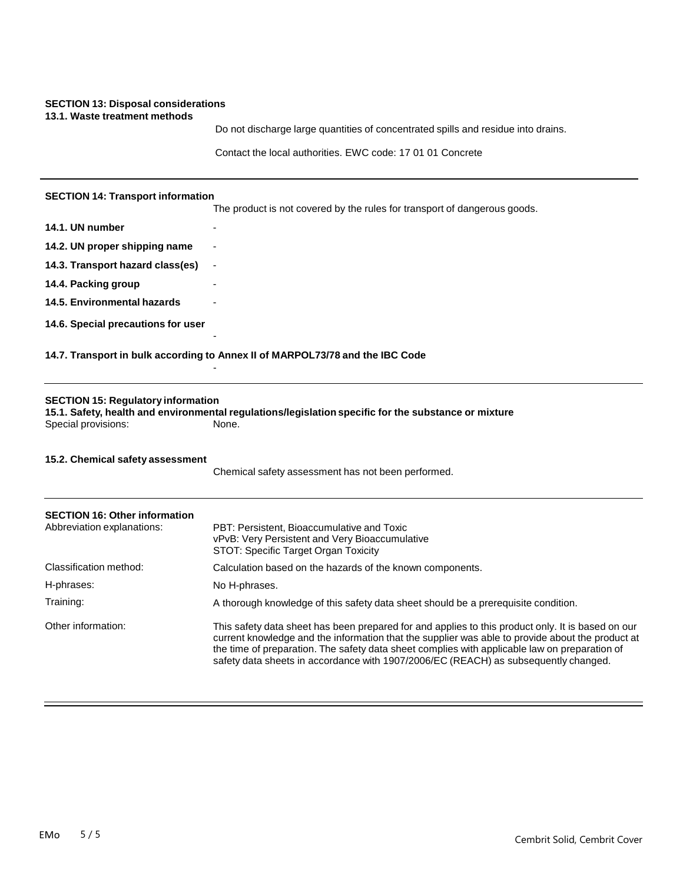## SECTION 13: Disposal considerations

### 13.1. Waste treatment methods

Do not discharge large quantities of concentrated spills and residue into drains.

Contact the local authorities. EWC code: 17 01 01 Concrete

---

## SECTION 14: Transport information

The product is not covered by the rules for transport of dangerous goods.

**14.1. UN number** -

**14.2. UN proper shipping name** -

**14.3. Transport hazard class(es)** -

**14.4. Packing group** -

**14.5. Environmental hazards** -

**14.6. Special precautions for user**

-

**14.7. Transport in bulk according to Annex II of MARPOL73/78 and the IBC Code**

-

---

## SECTION 15: Regulatory information

### 15.1. Safety, health and environmental regulations/legislation specific for the substance or mixture

Special provisions: None.

### 15.2. Chemical safety assessment

Chemical safety assessment has not been performed.

---

## SECTION 16: Other information

| | |
|---|---|
| Abbreviation explanations: | PBT: Persistent, Bioaccumulative and Toxic<br>vPvB: Very Persistent and Very Bioaccumulative<br>STOT: Specific Target Organ Toxicity |
| Classification method: | Calculation based on the hazards of the known components. |
| H-phrases: | No H-phrases. |
| Training: | A thorough knowledge of this safety data sheet should be a prerequisite condition. |
| Other information: | This safety data sheet has been prepared for and applies to this product only. It is based on our current knowledge and the information that the supplier was able to provide about the product at the time of preparation. The safety data sheet complies with applicable law on preparation of safety data sheets in accordance with 1907/2006/EC (REACH) as subsequently changed. |